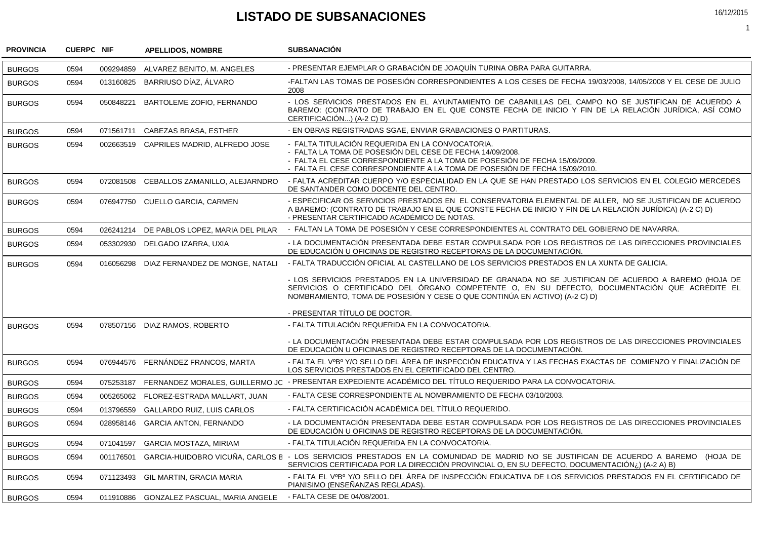# LISTADO DE SUBSANACIONES

16/12/2015

| PROVINCIA | CUERPO | NIF | APELLIDOS, NOMBRE | SUBSANACIÓN |
|---|---|---|---|---|
| BURGOS | 0594 | 009294859 | ALVAREZ BENITO, M. ANGELES | - PRESENTAR EJEMPLAR O GRABACIÓN DE JOAQUÍN TURINA OBRA PARA GUITARRA. |
| BURGOS | 0594 | 013160825 | BARRIUSO DÍAZ, ÁLVARO | -FALTAN LAS TOMAS DE POSESIÓN CORRESPONDIENTES A LOS CESES DE FECHA 19/03/2008, 14/05/2008 Y EL CESE DE JULIO 2008 |
| BURGOS | 0594 | 050848221 | BARTOLEME ZOFIO, FERNANDO | - LOS SERVICIOS PRESTADOS EN EL AYUNTAMIENTO DE CABANILLAS DEL CAMPO NO SE JUSTIFICAN DE ACUERDO A BAREMO: (CONTRATO DE TRABAJO EN EL QUE CONSTE FECHA DE INICIO Y FIN DE LA RELACIÓN JURÍDICA, ASÍ COMO CERTIFICACIÓN...) (A-2 C) D) |
| BURGOS | 0594 | 071561711 | CABEZAS BRASA, ESTHER | - EN OBRAS REGISTRADAS SGAE, ENVIAR GRABACIONES O PARTITURAS. |
| BURGOS | 0594 | 002663519 | CAPRILES MADRID, ALFREDO JOSE | - FALTA TITULACIÓN REQUERIDA EN LA CONVOCATORIA.<br>- FALTA LA TOMA DE POSESIÓN DEL CESE DE FECHA 14/09/2008.<br>- FALTA EL CESE CORRESPONDIENTE A LA TOMA DE POSESIÓN DE FECHA 15/09/2009.<br>- FALTA EL CESE CORRESPONDIENTE A LA TOMA DE POSESIÓN DE FECHA 15/09/2010. |
| BURGOS | 0594 | 072081508 | CEBALLOS ZAMANILLO, ALEJARNDRO | - FALTA ACREDITAR CUERPO Y/O ESPECIALIDAD EN LA QUE SE HAN PRESTADO LOS SERVICIOS EN EL COLEGIO MERCEDES DE SANTANDER COMO DOCENTE DEL CENTRO. |
| BURGOS | 0594 | 076947750 | CUELLO GARCIA, CARMEN | - ESPECIFICAR OS SERVICIOS PRESTADOS EN EL CONSERVATORIA ELEMENTAL DE ALLER, NO SE JUSTIFICAN DE ACUERDO A BAREMO: (CONTRATO DE TRABAJO EN EL QUE CONSTE FECHA DE INICIO Y FIN DE LA RELACIÓN JURÍDICA) (A-2 C) D)<br>- PRESENTAR CERTIFICADO ACADÉMICO DE NOTAS. |
| BURGOS | 0594 | 026241214 | DE PABLOS LOPEZ, MARIA DEL PILAR | - FALTAN LA TOMA DE POSESIÓN Y CESE CORRESPONDIENTES AL CONTRATO DEL GOBIERNO DE NAVARRA. |
| BURGOS | 0594 | 053302930 | DELGADO IZARRA, UXIA | - LA DOCUMENTACIÓN PRESENTADA DEBE ESTAR COMPULSADA POR LOS REGISTROS DE LAS DIRECCIONES PROVINCIALES DE EDUCACIÓN U OFICINAS DE REGISTRO RECEPTORAS DE LA DOCUMENTACIÓN. |
| BURGOS | 0594 | 016056298 | DIAZ FERNANDEZ DE MONGE, NATALI | - FALTA TRADUCCIÓN OFICIAL AL CASTELLANO DE LOS SERVICIOS PRESTADOS EN LA XUNTA DE GALICIA.<br><br>- LOS SERVICIOS PRESTADOS EN LA UNIVERSIDAD DE GRANADA NO SE JUSTIFICAN DE ACUERDO A BAREMO (HOJA DE SERVICIOS O CERTIFICADO DEL ÓRGANO COMPETENTE O, EN SU DEFECTO, DOCUMENTACIÓN QUE ACREDITE EL NOMBRAMIENTO, TOMA DE POSESIÓN Y CESE O QUE CONTINÚA EN ACTIVO) (A-2 C) D)<br><br>- PRESENTAR TÍTULO DE DOCTOR. |
| BURGOS | 0594 | 078507156 | DIAZ RAMOS, ROBERTO | - FALTA TITULACIÓN REQUERIDA EN LA CONVOCATORIA.<br><br>- LA DOCUMENTACIÓN PRESENTADA DEBE ESTAR COMPULSADA POR LOS REGISTROS DE LAS DIRECCIONES PROVINCIALES DE EDUCACIÓN U OFICINAS DE REGISTRO RECEPTORAS DE LA DOCUMENTACIÓN. |
| BURGOS | 0594 | 076944576 | FERNÁNDEZ FRANCOS, MARTA | - FALTA EL VºBº Y/O SELLO DEL ÁREA DE INSPECCIÓN EDUCATIVA Y LAS FECHAS EXACTAS DE COMIENZO Y FINALIZACIÓN DE LOS SERVICIOS PRESTADOS EN EL CERTIFICADO DEL CENTRO. |
| BURGOS | 0594 | 075253187 | FERNANDEZ MORALES, GUILLERMO JC | - PRESENTAR EXPEDIENTE ACADÉMICO DEL TÍTULO REQUERIDO PARA LA CONVOCATORIA. |
| BURGOS | 0594 | 005265062 | FLOREZ-ESTRADA MALLART, JUAN | - FALTA CESE CORRESPONDIENTE AL NOMBRAMIENTO DE FECHA 03/10/2003. |
| BURGOS | 0594 | 013796559 | GALLARDO RUIZ, LUIS CARLOS | - FALTA CERTIFICACIÓN ACADÉMICA DEL TÍTULO REQUERIDO. |
| BURGOS | 0594 | 028958146 | GARCIA ANTON, FERNANDO | - LA DOCUMENTACIÓN PRESENTADA DEBE ESTAR COMPULSADA POR LOS REGISTROS DE LAS DIRECCIONES PROVINCIALES DE EDUCACIÓN U OFICINAS DE REGISTRO RECEPTORAS DE LA DOCUMENTACIÓN. |
| BURGOS | 0594 | 071041597 | GARCIA MOSTAZA, MIRIAM | - FALTA TITULACIÓN REQUERIDA EN LA CONVOCATORIA. |
| BURGOS | 0594 | 001176501 | GARCIA-HUIDOBRO VICUÑA, CARLOS B | - LOS SERVICIOS PRESTADOS EN LA COMUNIDAD DE MADRID NO SE JUSTIFICAN DE ACUERDO A BAREMO (HOJA DE SERVICIOS CERTIFICADA POR LA DIRECCIÓN PROVINCIAL O, EN SU DEFECTO, DOCUMENTACIÓN¿) (A-2 A) B) |
| BURGOS | 0594 | 071123493 | GIL MARTIN, GRACIA MARIA | - FALTA EL VºBº Y/O SELLO DEL ÁREA DE INSPECCIÓN EDUCATIVA DE LOS SERVICIOS PRESTADOS EN EL CERTIFICADO DE PIANISIMO (ENSEÑANZAS REGLADAS). |
| BURGOS | 0594 | 011910886 | GONZALEZ PASCUAL, MARIA ANGELE | - FALTA CESE DE 04/08/2001. |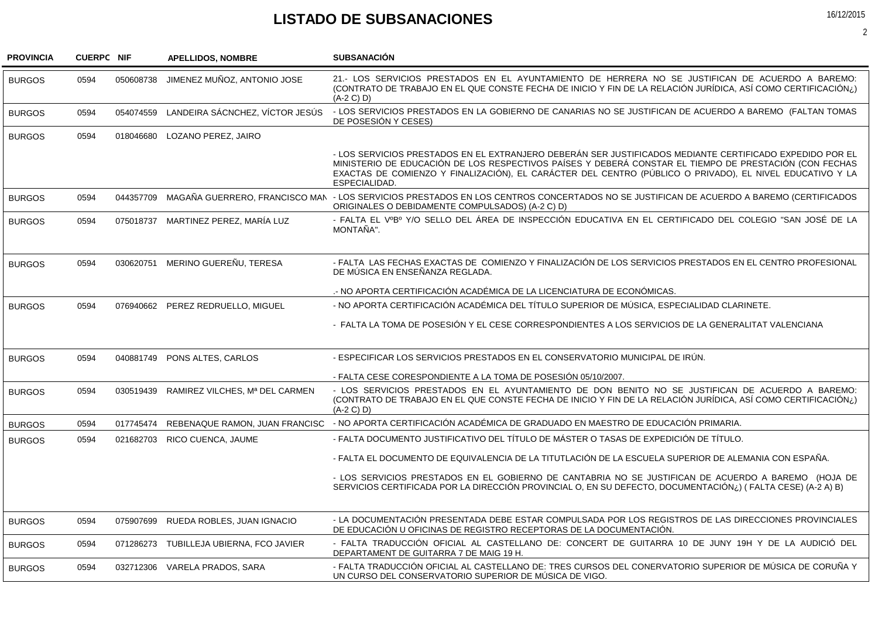# LISTADO DE SUBSANACIONES

16/12/2015

| PROVINCIA | CUERPO | NIF | APELLIDOS, NOMBRE | SUBSANACIÓN |
|---|---|---|---|---|
| BURGOS | 0594 | 050608738 | JIMENEZ MUÑOZ, ANTONIO JOSE | 21.- LOS SERVICIOS PRESTADOS EN EL AYUNTAMIENTO DE HERRERA NO SE JUSTIFICAN DE ACUERDO A BAREMO: (CONTRATO DE TRABAJO EN EL QUE CONSTE FECHA DE INICIO Y FIN DE LA RELACIÓN JURÍDICA, ASÍ COMO CERTIFICACIÓN¿) (A-2 C) D) |
| BURGOS | 0594 | 054074559 | LANDEIRA SÁCNCHEZ, VÍCTOR JESÚS | - LOS SERVICIOS PRESTADOS EN LA GOBIERNO DE CANARIAS NO SE JUSTIFICAN DE ACUERDO A BAREMO (FALTAN TOMAS DE POSESIÓN Y CESES) |
| BURGOS | 0594 | 018046680 | LOZANO PEREZ, JAIRO | - LOS SERVICIOS PRESTADOS EN EL EXTRANJERO DEBERÁN SER JUSTIFICADOS MEDIANTE CERTIFICADO EXPEDIDO POR EL MINISTERIO DE EDUCACIÓN DE LOS RESPECTIVOS PAÍSES Y DEBERÁ CONSTAR EL TIEMPO DE PRESTACIÓN (CON FECHAS EXACTAS DE COMIENZO Y FINALIZACIÓN), EL CARÁCTER DEL CENTRO (PÚBLICO O PRIVADO), EL NIVEL EDUCATIVO Y LA ESPECIALIDAD. |
| BURGOS | 0594 | 044357709 | MAGAÑA GUERRERO, FRANCISCO MAN | - LOS SERVICIOS PRESTADOS EN LOS CENTROS CONCERTADOS NO SE JUSTIFICAN DE ACUERDO A BAREMO (CERTIFICADOS ORIGINALES O DEBIDAMENTE COMPULSADOS) (A-2 C) D) |
| BURGOS | 0594 | 075018737 | MARTINEZ PEREZ, MARÍA LUZ | - FALTA EL VºBº Y/O SELLO DEL ÁREA DE INSPECCIÓN EDUCATIVA EN EL CERTIFICADO DEL COLEGIO "SAN JOSÉ DE LA MONTAÑA". |
| BURGOS | 0594 | 030620751 | MERINO GUEREÑU, TERESA | - FALTA LAS FECHAS EXACTAS DE COMIENZO Y FINALIZACIÓN DE LOS SERVICIOS PRESTADOS EN EL CENTRO PROFESIONAL DE MÚSICA EN ENSEÑANZA REGLADA.<br><br>.- NO APORTA CERTIFICACIÓN ACADÉMICA DE LA LICENCIATURA DE ECONÓMICAS. |
| BURGOS | 0594 | 076940662 | PEREZ REDRUELLO, MIGUEL | - NO APORTA CERTIFICACIÓN ACADÉMICA DEL TÍTULO SUPERIOR DE MÚSICA, ESPECIALIDAD CLARINETE.<br><br>- FALTA LA TOMA DE POSESIÓN Y EL CESE CORRESPONDIENTES A LOS SERVICIOS DE LA GENERALITAT VALENCIANA |
| BURGOS | 0594 | 040881749 | PONS ALTES, CARLOS | - ESPECIFICAR LOS SERVICIOS PRESTADOS EN EL CONSERVATORIO MUNICIPAL DE IRÚN.<br><br>- FALTA CESE CORESPONDIENTE A LA TOMA DE POSESIÓN 05/10/2007. |
| BURGOS | 0594 | 030519439 | RAMIREZ VILCHES, Mª DEL CARMEN | - LOS SERVICIOS PRESTADOS EN EL AYUNTAMIENTO DE DON BENITO NO SE JUSTIFICAN DE ACUERDO A BAREMO: (CONTRATO DE TRABAJO EN EL QUE CONSTE FECHA DE INICIO Y FIN DE LA RELACIÓN JURÍDICA, ASÍ COMO CERTIFICACIÓN¿) (A-2 C) D) |
| BURGOS | 0594 | 017745474 | REBENAQUE RAMON, JUAN FRANCISC | - NO APORTA CERTIFICACIÓN ACADÉMICA DE GRADUADO EN MAESTRO DE EDUCACIÓN PRIMARIA. |
| BURGOS | 0594 | 021682703 | RICO CUENCA, JAUME | - FALTA DOCUMENTO JUSTIFICATIVO DEL TÍTULO DE MÁSTER O TASAS DE EXPEDICIÓN DE TÍTULO.<br><br>- FALTA EL DOCUMENTO DE EQUIVALENCIA DE LA TITUTLACIÓN DE LA ESCUELA SUPERIOR DE ALEMANIA CON ESPAÑA.<br><br>- LOS SERVICIOS PRESTADOS EN EL GOBIERNO DE CANTABRIA NO SE JUSTIFICAN DE ACUERDO A BAREMO (HOJA DE SERVICIOS CERTIFICADA POR LA DIRECCIÓN PROVINCIAL O, EN SU DEFECTO, DOCUMENTACIÓN¿) ( FALTA CESE) (A-2 A) B) |
| BURGOS | 0594 | 075907699 | RUEDA ROBLES, JUAN IGNACIO | - LA DOCUMENTACIÓN PRESENTADA DEBE ESTAR COMPULSADA POR LOS REGISTROS DE LAS DIRECCIONES PROVINCIALES DE EDUCACIÓN U OFICINAS DE REGISTRO RECEPTORAS DE LA DOCUMENTACIÓN. |
| BURGOS | 0594 | 071286273 | TUBILLEJA UBIERNA, FCO JAVIER | - FALTA TRADUCCIÓN OFICIAL AL CASTELLANO DE: CONCERT DE GUITARRA 10 DE JUNY 19H Y DE LA AUDICIÓ DEL DEPARTAMENT DE GUITARRA 7 DE MAIG 19 H. |
| BURGOS | 0594 | 032712306 | VARELA PRADOS, SARA | - FALTA TRADUCCIÓN OFICIAL AL CASTELLANO DE: TRES CURSOS DEL CONERVATORIO SUPERIOR DE MÚSICA DE CORUÑA Y UN CURSO DEL CONSERVATORIO SUPERIOR DE MÚSICA DE VIGO. |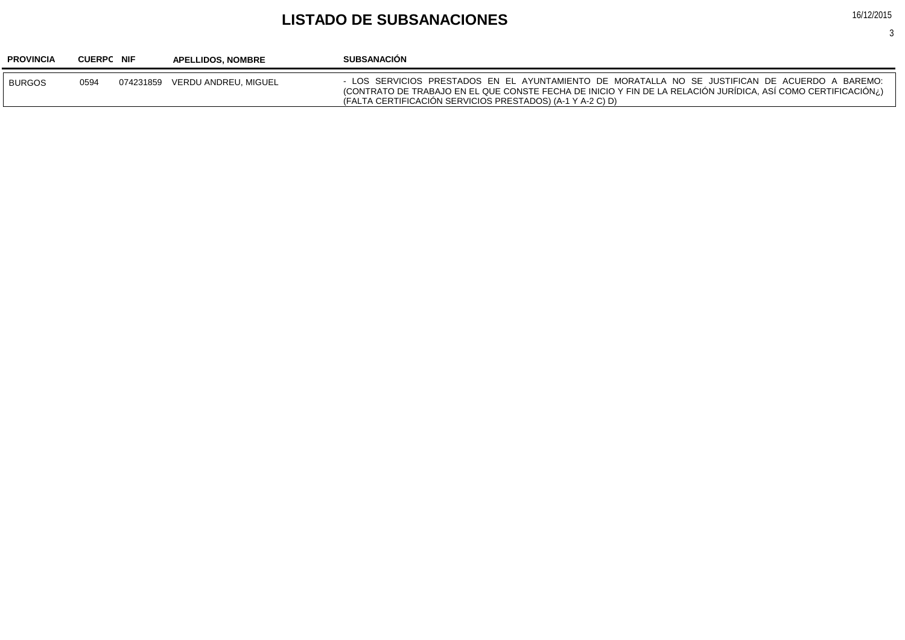# LISTADO DE SUBSANACIONES

| PROVINCIA | CUERPO | NIF | APELLIDOS, NOMBRE | SUBSANACIÓN |
|---|---|---|---|---|
| BURGOS | 0594 | 074231859 | VERDU ANDREU, MIGUEL | - LOS SERVICIOS PRESTADOS EN EL AYUNTAMIENTO DE MORATALLA NO SE JUSTIFICAN DE ACUERDO A BAREMO: (CONTRATO DE TRABAJO EN EL QUE CONSTE FECHA DE INICIO Y FIN DE LA RELACIÓN JURÍDICA, ASÍ COMO CERTIFICACIÓN¿) (FALTA CERTIFICACIÓN SERVICIOS PRESTADOS) (A-1 Y A-2 C) D) |